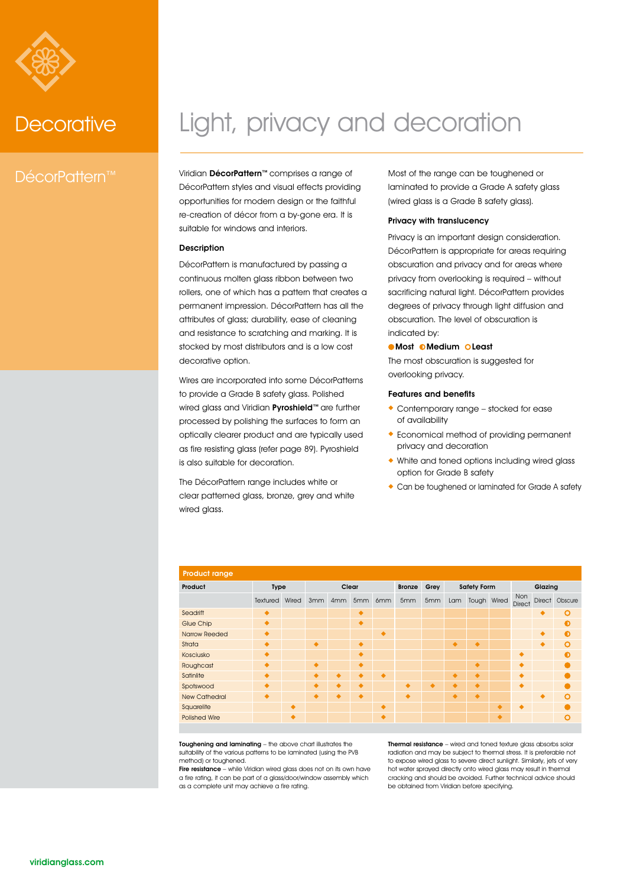# Decorative

## DécorPattern™

# Light, privacy and decoration

Viridian **DécorPattern**™ comprises a range of DécorPattern styles and visual effects providing opportunities for modern design or the faithful re-creation of décor from a by-gone era. It is suitable for windows and interiors.

### Description

DécorPattern is manufactured by passing a continuous molten glass ribbon between two rollers, one of which has a pattern that creates a permanent impression. DécorPattern has all the attributes of glass; durability, ease of cleaning and resistance to scratching and marking. It is stocked by most distributors and is a low cost decorative option.

Wires are incorporated into some DécorPatterns to provide a Grade B safety glass. Polished wired glass and Viridian **Pyroshield**™ are further processed by polishing the surfaces to form an optically clearer product and are typically used as fire resisting glass (refer page 89). Pyroshield is also suitable for decoration.

The DécorPattern range includes white or clear patterned glass, bronze, grey and white wired glass.

Most of the range can be toughened or laminated to provide a Grade A safety glass (wired glass is a Grade B safety glass).

### Privacy with translucency

Privacy is an important design consideration. DécorPattern is appropriate for areas requiring obscuration and privacy and for areas where privacy from overlooking is required – without sacrificing natural light. DécorPattern provides degrees of privacy through light diffusion and obscuration. The level of obscuration is indicated by:

**● Most ◐ Medium ○ Least**

The most obscuration is suggested for overlooking privacy.

### Features and benefits

- Contemporary range – stocked for ease of availability
- Economical method of providing permanent privacy and decoration
- White and toned options including wired glass option for Grade B safety
- Can be toughened or laminated for Grade A safety

**Product range**

| Product | Type | | Clear | | | | Bronze | Grey | Safety Form | | | Glazing | | |
|---|---|---|---|---|---|---|---|---|---|---|---|---|---|---|
| | Textured | Wired | 3mm | 4mm | 5mm | 6mm | 5mm | 5mm | Lam | Tough | Wired | Non Direct | Direct | Obscure |
| Seadrift | ◆ | | | | ◆ | | | | | | | | ◆ | ○ |
| Glue Chip | ◆ | | | | ◆ | | | | | | | | | ◐ |
| Narrow Reeded | ◆ | | | | | ◆ | | | | | | | ◆ | ◐ |
| Strata | ◆ | | ◆ | | ◆ | | | | ◆ | ◆ | | | ◆ | ○ |
| Kosciusko | ◆ | | | | ◆ | | | | | | | ◆ | | ◐ |
| Roughcast | ◆ | | ◆ | | ◆ | | | | | ◆ | | ◆ | | ● |
| Satinlite | ◆ | | ◆ | ◆ | ◆ | ◆ | | | ◆ | ◆ | | ◆ | | ● |
| Spotswood | ◆ | | ◆ | ◆ | ◆ | | ◆ | ◆ | ◆ | ◆ | | ◆ | | ● |
| New Cathedral | ◆ | | ◆ | ◆ | ◆ | | ◆ | | ◆ | ◆ | | | ◆ | ○ |
| Squarelite | | ◆ | | | | ◆ | | | | | ◆ | ◆ | | ● |
| Polished Wire | | ◆ | | | | ◆ | | | | | ◆ | | | ○ |

**Toughening and laminating** – the above chart illustrates the suitability of the various patterns to be laminated (using the PVB method) or toughened.

**Fire resistance** – while Viridian wired glass does not on its own have a fire rating, it can be part of a glass/door/window assembly which as a complete unit may achieve a fire rating.

**Thermal resistance** – wired and toned texture glass absorbs solar radiation and may be subject to thermal stress. It is preferable not to expose wired glass to severe direct sunlight. Similarly, jets of very hot water sprayed directly onto wired glass may result in thermal cracking and should be avoided. Further technical advice should be obtained from Viridian before specifying.

viridianglass.com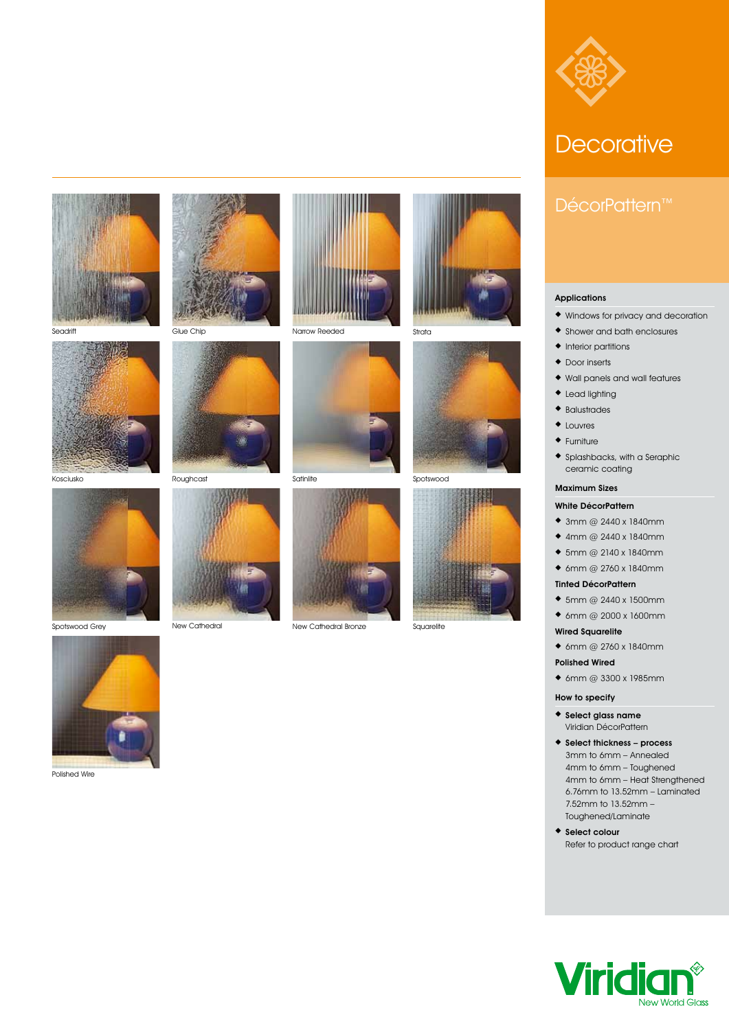Seadrift

Glue Chip

Narrow Reeded

Strata

Kosciusko

Roughcast

Satinlite

Spotswood

Spotswood Grey

New Cathedral

New Cathedral Bronze

Squarelite

Polished Wire

# Decorative

## DécorPattern™

### Applications

- Windows for privacy and decoration
- Shower and bath enclosures
- Interior partitions
- Door inserts
- Wall panels and wall features
- Lead lighting
- Balustrades
- Louvres
- Furniture
- Splashbacks, with a Seraphic ceramic coating

### Maximum Sizes

**White DécorPattern**

- 3mm @ 2440 x 1840mm
- 4mm @ 2440 x 1840mm
- 5mm @ 2140 x 1840mm
- 6mm @ 2760 x 1840mm

**Tinted DécorPattern**

- 5mm @ 2440 x 1500mm
- 6mm @ 2000 x 1600mm

**Wired Squarelite**

- 6mm @ 2760 x 1840mm

**Polished Wired**

- 6mm @ 3300 x 1985mm

### How to specify

- **Select glass name**
  Viridian DécorPattern
- **Select thickness – process**
  3mm to 6mm – Annealed
  4mm to 6mm – Toughened
  4mm to 6mm – Heat Strengthened
  6.76mm to 13.52mm – Laminated
  7.52mm to 13.52mm – Toughened/Laminate
- **Select colour**
  Refer to product range chart

Viridian
New World Glass